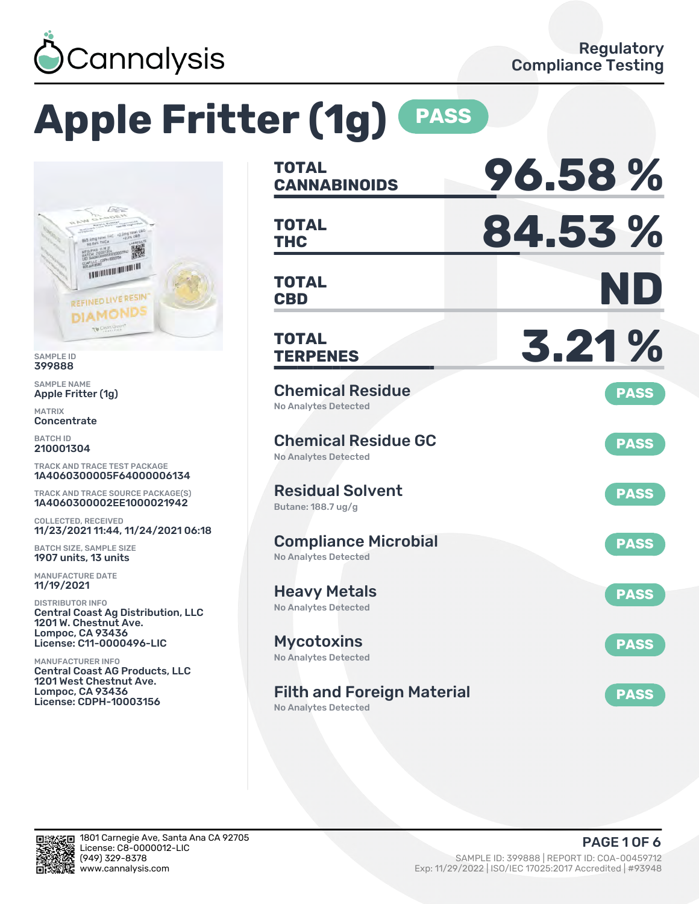Cannalysis

Regulatory Compliance Testing

# Apple Fritter (1g) PASS

SAMPLE ID
399888

SAMPLE NAME
Apple Fritter (1g)

MATRIX
Concentrate

BATCH ID
210001304

TRACK AND TRACE TEST PACKAGE
1A4060300005F64000006134

TRACK AND TRACE SOURCE PACKAGE(S)
1A4060300002EE1000021942

COLLECTED, RECEIVED
11/23/2021 11:44, 11/24/2021 06:18

BATCH SIZE, SAMPLE SIZE
1907 units, 13 units

MANUFACTURE DATE
11/19/2021

DISTRIBUTOR INFO
Central Coast Ag Distribution, LLC
1201 W. Chestnut Ave.
Lompoc, CA 93436
License: C11-0000496-LIC

MANUFACTURER INFO
Central Coast AG Products, LLC
1201 West Chestnut Ave.
Lompoc, CA 93436
License: CDPH-10003156

| | |
|---|---|
| TOTAL CANNABINOIDS | 96.58 % |
| TOTAL THC | 84.53 % |
| TOTAL CBD | ND |
| TOTAL TERPENES | 3.21 % |

| Test | Result | Status |
|---|---|---|
| Chemical Residue | No Analytes Detected | PASS |
| Chemical Residue GC | No Analytes Detected | PASS |
| Residual Solvent | Butane: 188.7 ug/g | PASS |
| Compliance Microbial | No Analytes Detected | PASS |
| Heavy Metals | No Analytes Detected | PASS |
| Mycotoxins | No Analytes Detected | PASS |
| Filth and Foreign Material | No Analytes Detected | PASS |

1801 Carnegie Ave, Santa Ana CA 92705
License: C8-0000012-LIC
(949) 329-8378
www.cannalysis.com

SAMPLE ID: 399888 | REPORT ID: COA-00459712
Exp: 11/29/2022 | ISO/IEC 17025:2017 Accredited | #93948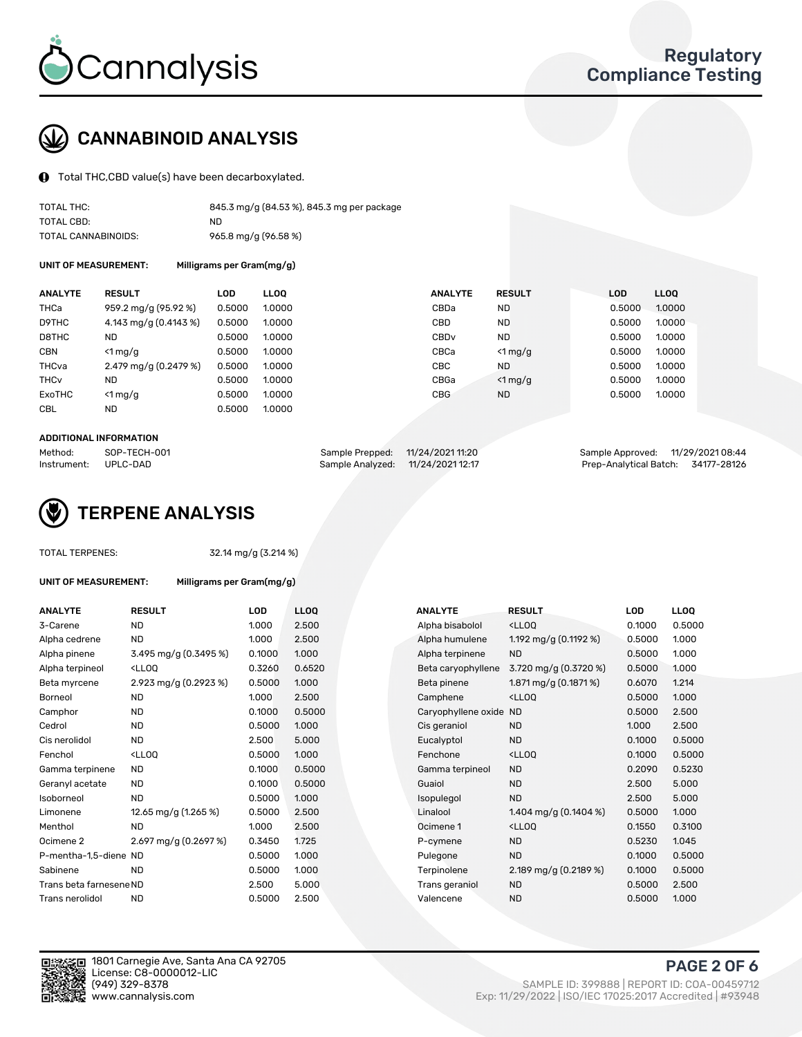# CANNABINOID ANALYSIS

Total THC,CBD value(s) have been decarboxylated.

| | |
|---|---|
| TOTAL THC: | 845.3 mg/g (84.53 %), 845.3 mg per package |
| TOTAL CBD: | ND |
| TOTAL CANNABINOIDS: | 965.8 mg/g (96.58 %) |

**UNIT OF MEASUREMENT:** Milligrams per Gram(mg/g)

| ANALYTE | RESULT | LOD | LLOQ | ANALYTE | RESULT | LOD | LLOQ |
|---|---|---|---|---|---|---|---|
| THCa | 959.2 mg/g (95.92 %) | 0.5000 | 1.0000 | CBDa | ND | 0.5000 | 1.0000 |
| D9THC | 4.143 mg/g (0.4143 %) | 0.5000 | 1.0000 | CBD | ND | 0.5000 | 1.0000 |
| D8THC | ND | 0.5000 | 1.0000 | CBDv | ND | 0.5000 | 1.0000 |
| CBN | <1 mg/g | 0.5000 | 1.0000 | CBCa | <1 mg/g | 0.5000 | 1.0000 |
| THCva | 2.479 mg/g (0.2479 %) | 0.5000 | 1.0000 | CBC | ND | 0.5000 | 1.0000 |
| THCv | ND | 0.5000 | 1.0000 | CBGa | <1 mg/g | 0.5000 | 1.0000 |
| ExoTHC | <1 mg/g | 0.5000 | 1.0000 | CBG | ND | 0.5000 | 1.0000 |
| CBL | ND | 0.5000 | 1.0000 | | | | |

**ADDITIONAL INFORMATION**

| | | | | | |
|---|---|---|---|---|---|
| Method: | SOP-TECH-001 | Sample Prepped: | 11/24/2021 11:20 | Sample Approved: | 11/29/2021 08:44 |
| Instrument: | UPLC-DAD | Sample Analyzed: | 11/24/2021 12:17 | Prep-Analytical Batch: | 34177-28126 |

# TERPENE ANALYSIS

TOTAL TERPENES: 32.14 mg/g (3.214 %)

**UNIT OF MEASUREMENT:** Milligrams per Gram(mg/g)

| ANALYTE | RESULT | LOD | LLOQ | ANALYTE | RESULT | LOD | LLOQ |
|---|---|---|---|---|---|---|---|
| 3-Carene | ND | 1.000 | 2.500 | Alpha bisabolol | <LLOQ | 0.1000 | 0.5000 |
| Alpha cedrene | ND | 1.000 | 2.500 | Alpha humulene | 1.192 mg/g (0.1192 %) | 0.5000 | 1.000 |
| Alpha pinene | 3.495 mg/g (0.3495 %) | 0.1000 | 1.000 | Alpha terpinene | ND | 0.5000 | 1.000 |
| Alpha terpineol | <LLOQ | 0.3260 | 0.6520 | Beta caryophyllene | 3.720 mg/g (0.3720 %) | 0.5000 | 1.000 |
| Beta myrcene | 2.923 mg/g (0.2923 %) | 0.5000 | 1.000 | Beta pinene | 1.871 mg/g (0.1871 %) | 0.6070 | 1.214 |
| Borneol | ND | 1.000 | 2.500 | Camphene | <LLOQ | 0.5000 | 1.000 |
| Camphor | ND | 0.1000 | 0.5000 | Caryophyllene oxide | ND | 0.5000 | 2.500 |
| Cedrol | ND | 0.5000 | 1.000 | Cis geraniol | ND | 1.000 | 2.500 |
| Cis nerolidol | ND | 2.500 | 5.000 | Eucalyptol | ND | 0.1000 | 0.5000 |
| Fenchol | <LLOQ | 0.5000 | 1.000 | Fenchone | <LLOQ | 0.1000 | 0.5000 |
| Gamma terpinene | ND | 0.1000 | 0.5000 | Gamma terpineol | ND | 0.2090 | 0.5230 |
| Geranyl acetate | ND | 0.1000 | 0.5000 | Guaiol | ND | 2.500 | 5.000 |
| Isoborneol | ND | 0.5000 | 1.000 | Isopulegol | ND | 2.500 | 5.000 |
| Limonene | 12.65 mg/g (1.265 %) | 0.5000 | 2.500 | Linalool | 1.404 mg/g (0.1404 %) | 0.5000 | 1.000 |
| Menthol | ND | 1.000 | 2.500 | Ocimene 1 | <LLOQ | 0.1550 | 0.3100 |
| Ocimene 2 | 2.697 mg/g (0.2697 %) | 0.3450 | 1.725 | P-cymene | ND | 0.5230 | 1.045 |
| P-mentha-1,5-diene | ND | 0.5000 | 1.000 | Pulegone | ND | 0.1000 | 0.5000 |
| Sabinene | ND | 0.5000 | 1.000 | Terpinolene | 2.189 mg/g (0.2189 %) | 0.1000 | 0.5000 |
| Trans beta farnesene | ND | 2.500 | 5.000 | Trans geraniol | ND | 0.5000 | 2.500 |
| Trans nerolidol | ND | 0.5000 | 2.500 | Valencene | ND | 0.5000 | 1.000 |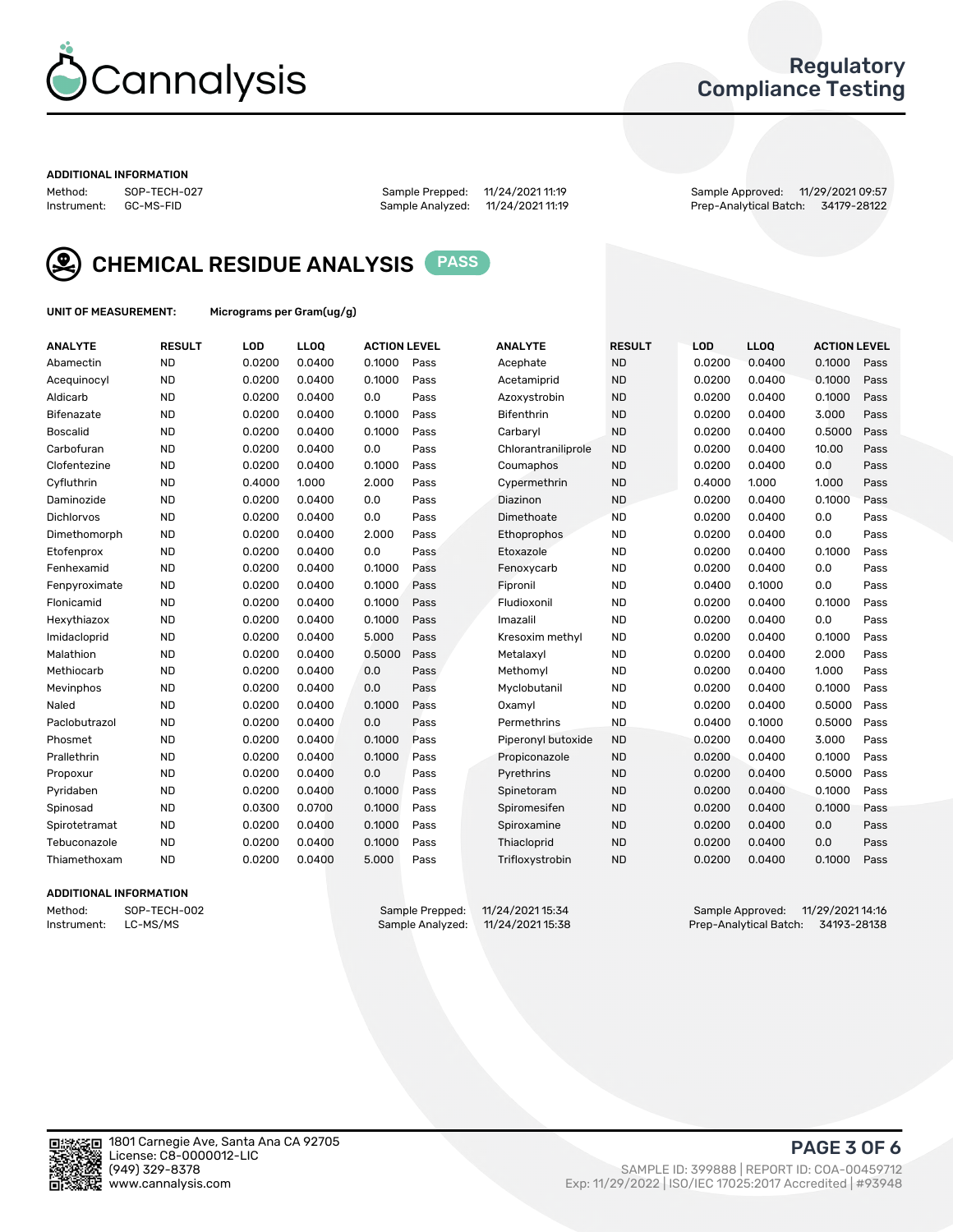# Regulatory Compliance Testing

**ADDITIONAL INFORMATION**

Method: SOP-TECH-027
Instrument: GC-MS-FID

Sample Prepped: 11/24/2021 11:19
Sample Analyzed: 11/24/2021 11:19

Sample Approved: 11/29/2021 09:57
Prep-Analytical Batch: 34179-28122

## CHEMICAL RESIDUE ANALYSIS PASS

**UNIT OF MEASUREMENT:** Micrograms per Gram(ug/g)

| ANALYTE | RESULT | LOD | LLOQ | ACTION LEVEL | | ANALYTE | RESULT | LOD | LLOQ | ACTION LEVEL | |
|---|---|---|---|---|---|---|---|---|---|---|---|
| Abamectin | ND | 0.0200 | 0.0400 | 0.1000 | Pass | Acephate | ND | 0.0200 | 0.0400 | 0.1000 | Pass |
| Acequinocyl | ND | 0.0200 | 0.0400 | 0.1000 | Pass | Acetamiprid | ND | 0.0200 | 0.0400 | 0.1000 | Pass |
| Aldicarb | ND | 0.0200 | 0.0400 | 0.0 | Pass | Azoxystrobin | ND | 0.0200 | 0.0400 | 0.1000 | Pass |
| Bifenazate | ND | 0.0200 | 0.0400 | 0.1000 | Pass | Bifenthrin | ND | 0.0200 | 0.0400 | 3.000 | Pass |
| Boscalid | ND | 0.0200 | 0.0400 | 0.1000 | Pass | Carbaryl | ND | 0.0200 | 0.0400 | 0.5000 | Pass |
| Carbofuran | ND | 0.0200 | 0.0400 | 0.0 | Pass | Chlorantraniliprole | ND | 0.0200 | 0.0400 | 10.00 | Pass |
| Clofentezine | ND | 0.0200 | 0.0400 | 0.1000 | Pass | Coumaphos | ND | 0.0200 | 0.0400 | 0.0 | Pass |
| Cyfluthrin | ND | 0.4000 | 1.000 | 2.000 | Pass | Cypermethrin | ND | 0.4000 | 1.000 | 1.000 | Pass |
| Daminozide | ND | 0.0200 | 0.0400 | 0.0 | Pass | Diazinon | ND | 0.0200 | 0.0400 | 0.1000 | Pass |
| Dichlorvos | ND | 0.0200 | 0.0400 | 0.0 | Pass | Dimethoate | ND | 0.0200 | 0.0400 | 0.0 | Pass |
| Dimethomorph | ND | 0.0200 | 0.0400 | 2.000 | Pass | Ethoprophos | ND | 0.0200 | 0.0400 | 0.0 | Pass |
| Etofenprox | ND | 0.0200 | 0.0400 | 0.0 | Pass | Etoxazole | ND | 0.0200 | 0.0400 | 0.1000 | Pass |
| Fenhexamid | ND | 0.0200 | 0.0400 | 0.1000 | Pass | Fenoxycarb | ND | 0.0200 | 0.0400 | 0.0 | Pass |
| Fenpyroximate | ND | 0.0200 | 0.0400 | 0.1000 | Pass | Fipronil | ND | 0.0400 | 0.1000 | 0.0 | Pass |
| Flonicamid | ND | 0.0200 | 0.0400 | 0.1000 | Pass | Fludioxonil | ND | 0.0200 | 0.0400 | 0.1000 | Pass |
| Hexythiazox | ND | 0.0200 | 0.0400 | 0.1000 | Pass | Imazalil | ND | 0.0200 | 0.0400 | 0.0 | Pass |
| Imidacloprid | ND | 0.0200 | 0.0400 | 5.000 | Pass | Kresoxim methyl | ND | 0.0200 | 0.0400 | 0.1000 | Pass |
| Malathion | ND | 0.0200 | 0.0400 | 0.5000 | Pass | Metalaxyl | ND | 0.0200 | 0.0400 | 2.000 | Pass |
| Methiocarb | ND | 0.0200 | 0.0400 | 0.0 | Pass | Methomyl | ND | 0.0200 | 0.0400 | 1.000 | Pass |
| Mevinphos | ND | 0.0200 | 0.0400 | 0.0 | Pass | Myclobutanil | ND | 0.0200 | 0.0400 | 0.1000 | Pass |
| Naled | ND | 0.0200 | 0.0400 | 0.1000 | Pass | Oxamyl | ND | 0.0200 | 0.0400 | 0.5000 | Pass |
| Paclobutrazol | ND | 0.0200 | 0.0400 | 0.0 | Pass | Permethrins | ND | 0.0400 | 0.1000 | 0.5000 | Pass |
| Phosmet | ND | 0.0200 | 0.0400 | 0.1000 | Pass | Piperonyl butoxide | ND | 0.0200 | 0.0400 | 3.000 | Pass |
| Prallethrin | ND | 0.0200 | 0.0400 | 0.1000 | Pass | Propiconazole | ND | 0.0200 | 0.0400 | 0.1000 | Pass |
| Propoxur | ND | 0.0200 | 0.0400 | 0.0 | Pass | Pyrethrins | ND | 0.0200 | 0.0400 | 0.5000 | Pass |
| Pyridaben | ND | 0.0200 | 0.0400 | 0.1000 | Pass | Spinetoram | ND | 0.0200 | 0.0400 | 0.1000 | Pass |
| Spinosad | ND | 0.0300 | 0.0700 | 0.1000 | Pass | Spiromesifen | ND | 0.0200 | 0.0400 | 0.1000 | Pass |
| Spirotetramat | ND | 0.0200 | 0.0400 | 0.1000 | Pass | Spiroxamine | ND | 0.0200 | 0.0400 | 0.0 | Pass |
| Tebuconazole | ND | 0.0200 | 0.0400 | 0.1000 | Pass | Thiacloprid | ND | 0.0200 | 0.0400 | 0.0 | Pass |
| Thiamethoxam | ND | 0.0200 | 0.0400 | 5.000 | Pass | Trifloxystrobin | ND | 0.0200 | 0.0400 | 0.1000 | Pass |

**ADDITIONAL INFORMATION**

Method: SOP-TECH-002
Instrument: LC-MS/MS

Sample Prepped: 11/24/2021 15:34
Sample Analyzed: 11/24/2021 15:38

Sample Approved: 11/29/2021 14:16
Prep-Analytical Batch: 34193-28138

1801 Carnegie Ave, Santa Ana CA 92705
License: C8-0000012-LIC
(949) 329-8378
www.cannalysis.com

SAMPLE ID: 399888 | REPORT ID: COA-00459712
Exp: 11/29/2022 | ISO/IEC 17025:2017 Accredited | #93948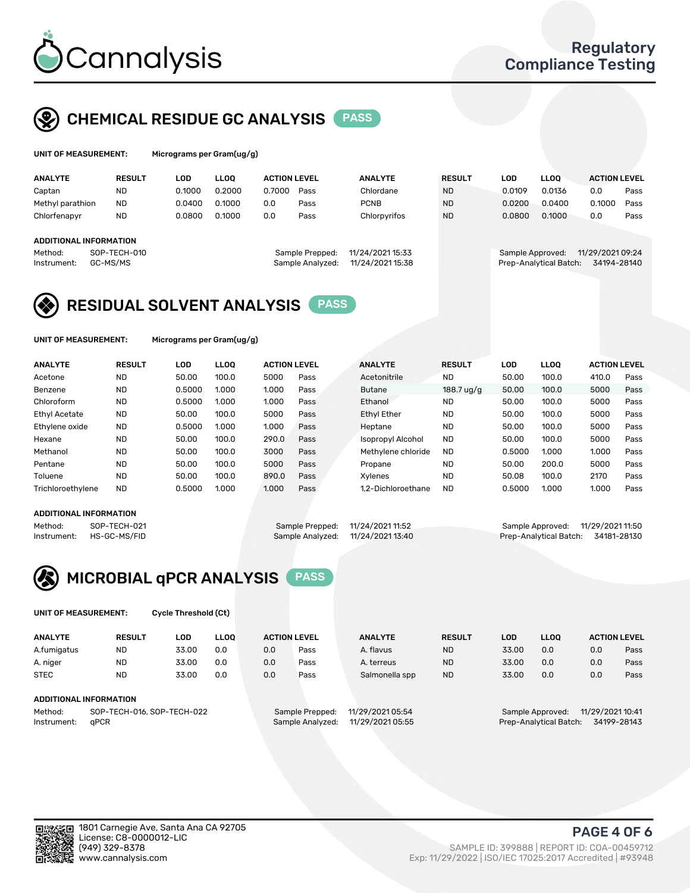# Cannalysis

Regulatory Compliance Testing

## CHEMICAL RESIDUE GC ANALYSIS PASS

**UNIT OF MEASUREMENT:** Micrograms per Gram(ug/g)

| ANALYTE | RESULT | LOD | LLOQ | ACTION LEVEL | | ANALYTE | RESULT | LOD | LLOQ | ACTION LEVEL | |
|---|---|---|---|---|---|---|---|---|---|---|---|
| Captan | ND | 0.1000 | 0.2000 | 0.7000 | Pass | Chlordane | ND | 0.0109 | 0.0136 | 0.0 | Pass |
| Methyl parathion | ND | 0.0400 | 0.1000 | 0.0 | Pass | PCNB | ND | 0.0200 | 0.0400 | 0.1000 | Pass |
| Chlorfenapyr | ND | 0.0800 | 0.1000 | 0.0 | Pass | Chlorpyrifos | ND | 0.0800 | 0.1000 | 0.0 | Pass |

**ADDITIONAL INFORMATION**

Method: SOP-TECH-010
Instrument: GC-MS/MS
Sample Prepped: 11/24/2021 15:33
Sample Analyzed: 11/24/2021 15:38
Sample Approved: 11/29/2021 09:24
Prep-Analytical Batch: 34194-28140

## RESIDUAL SOLVENT ANALYSIS PASS

**UNIT OF MEASUREMENT:** Micrograms per Gram(ug/g)

| ANALYTE | RESULT | LOD | LLOQ | ACTION LEVEL | | ANALYTE | RESULT | LOD | LLOQ | ACTION LEVEL | |
|---|---|---|---|---|---|---|---|---|---|---|---|
| Acetone | ND | 50.00 | 100.0 | 5000 | Pass | Acetonitrile | ND | 50.00 | 100.0 | 410.0 | Pass |
| Benzene | ND | 0.5000 | 1.000 | 1.000 | Pass | Butane | 188.7 ug/g | 50.00 | 100.0 | 5000 | Pass |
| Chloroform | ND | 0.5000 | 1.000 | 1.000 | Pass | Ethanol | ND | 50.00 | 100.0 | 5000 | Pass |
| Ethyl Acetate | ND | 50.00 | 100.0 | 5000 | Pass | Ethyl Ether | ND | 50.00 | 100.0 | 5000 | Pass |
| Ethylene oxide | ND | 0.5000 | 1.000 | 1.000 | Pass | Heptane | ND | 50.00 | 100.0 | 5000 | Pass |
| Hexane | ND | 50.00 | 100.0 | 290.0 | Pass | Isopropyl Alcohol | ND | 50.00 | 100.0 | 5000 | Pass |
| Methanol | ND | 50.00 | 100.0 | 3000 | Pass | Methylene chloride | ND | 0.5000 | 1.000 | 1.000 | Pass |
| Pentane | ND | 50.00 | 100.0 | 5000 | Pass | Propane | ND | 50.00 | 200.0 | 5000 | Pass |
| Toluene | ND | 50.00 | 100.0 | 890.0 | Pass | Xylenes | ND | 50.08 | 100.0 | 2170 | Pass |
| Trichloroethylene | ND | 0.5000 | 1.000 | 1.000 | Pass | 1,2-Dichloroethane | ND | 0.5000 | 1.000 | 1.000 | Pass |

**ADDITIONAL INFORMATION**

Method: SOP-TECH-021
Instrument: HS-GC-MS/FID
Sample Prepped: 11/24/2021 11:52
Sample Analyzed: 11/24/2021 13:40
Sample Approved: 11/29/2021 11:50
Prep-Analytical Batch: 34181-28130

## MICROBIAL qPCR ANALYSIS PASS

**UNIT OF MEASUREMENT:** Cycle Threshold (Ct)

| ANALYTE | RESULT | LOD | LLOQ | ACTION LEVEL | | ANALYTE | RESULT | LOD | LLOQ | ACTION LEVEL | |
|---|---|---|---|---|---|---|---|---|---|---|---|
| A.fumigatus | ND | 33.00 | 0.0 | 0.0 | Pass | A. flavus | ND | 33.00 | 0.0 | 0.0 | Pass |
| A. niger | ND | 33.00 | 0.0 | 0.0 | Pass | A. terreus | ND | 33.00 | 0.0 | 0.0 | Pass |
| STEC | ND | 33.00 | 0.0 | 0.0 | Pass | Salmonella spp | ND | 33.00 | 0.0 | 0.0 | Pass |

**ADDITIONAL INFORMATION**

Method: SOP-TECH-016, SOP-TECH-022
Instrument: qPCR
Sample Prepped: 11/29/2021 05:54
Sample Analyzed: 11/29/2021 05:55
Sample Approved: 11/29/2021 10:41
Prep-Analytical Batch: 34199-28143

1801 Carnegie Ave, Santa Ana CA 92705
License: C8-0000012-LIC
(949) 329-8378
www.cannalysis.com

SAMPLE ID: 399888 | REPORT ID: COA-00459712
Exp: 11/29/2022 | ISO/IEC 17025:2017 Accredited | #93948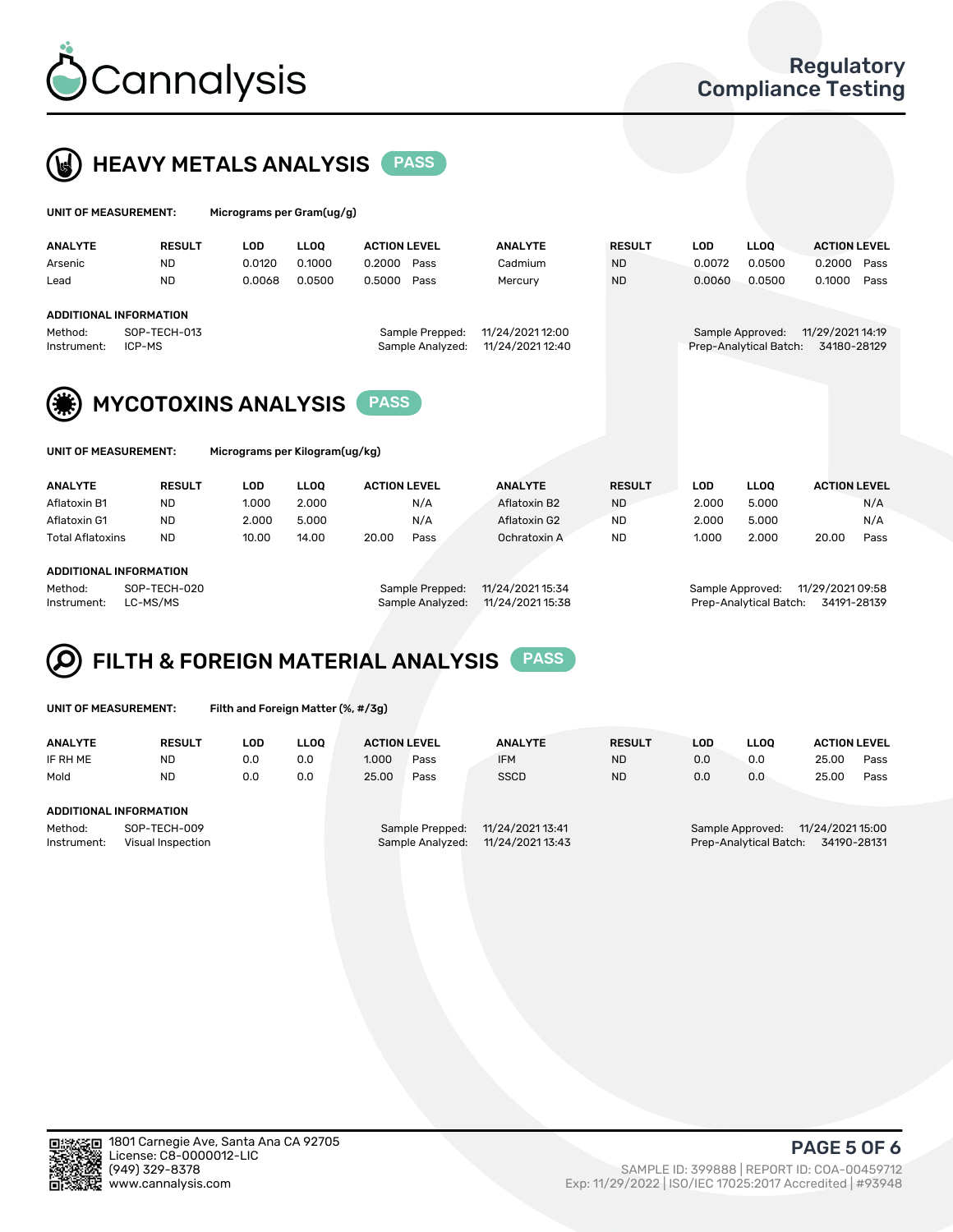# Cannalysis

## Regulatory Compliance Testing

## HEAVY METALS ANALYSIS PASS

**UNIT OF MEASUREMENT:** Micrograms per Gram(ug/g)

| ANALYTE | RESULT | LOD | LLOQ | ACTION LEVEL | | ANALYTE | RESULT | LOD | LLOQ | ACTION LEVEL | |
|---|---|---|---|---|---|---|---|---|---|---|---|
| Arsenic | ND | 0.0120 | 0.1000 | 0.2000 | Pass | Cadmium | ND | 0.0072 | 0.0500 | 0.2000 | Pass |
| Lead | ND | 0.0068 | 0.0500 | 0.5000 | Pass | Mercury | ND | 0.0060 | 0.0500 | 0.1000 | Pass |

**ADDITIONAL INFORMATION**

Method: SOP-TECH-013
Instrument: ICP-MS

Sample Prepped: 11/24/2021 12:00
Sample Analyzed: 11/24/2021 12:40

Sample Approved: 11/29/2021 14:19
Prep-Analytical Batch: 34180-28129

## MYCOTOXINS ANALYSIS PASS

**UNIT OF MEASUREMENT:** Micrograms per Kilogram(ug/kg)

| ANALYTE | RESULT | LOD | LLOQ | ACTION LEVEL | | ANALYTE | RESULT | LOD | LLOQ | ACTION LEVEL | |
|---|---|---|---|---|---|---|---|---|---|---|---|
| Aflatoxin B1 | ND | 1.000 | 2.000 | | N/A | Aflatoxin B2 | ND | 2.000 | 5.000 | | N/A |
| Aflatoxin G1 | ND | 2.000 | 5.000 | | N/A | Aflatoxin G2 | ND | 2.000 | 5.000 | | N/A |
| Total Aflatoxins | ND | 10.00 | 14.00 | 20.00 | Pass | Ochratoxin A | ND | 1.000 | 2.000 | 20.00 | Pass |

**ADDITIONAL INFORMATION**

Method: SOP-TECH-020
Instrument: LC-MS/MS

Sample Prepped: 11/24/2021 15:34
Sample Analyzed: 11/24/2021 15:38

Sample Approved: 11/29/2021 09:58
Prep-Analytical Batch: 34191-28139

## FILTH & FOREIGN MATERIAL ANALYSIS PASS

**UNIT OF MEASUREMENT:** Filth and Foreign Matter (%, #/3g)

| ANALYTE | RESULT | LOD | LLOQ | ACTION LEVEL | | ANALYTE | RESULT | LOD | LLOQ | ACTION LEVEL | |
|---|---|---|---|---|---|---|---|---|---|---|---|
| IF RH ME | ND | 0.0 | 0.0 | 1.000 | Pass | IFM | ND | 0.0 | 0.0 | 25.00 | Pass |
| Mold | ND | 0.0 | 0.0 | 25.00 | Pass | SSCD | ND | 0.0 | 0.0 | 25.00 | Pass |

**ADDITIONAL INFORMATION**

Method: SOP-TECH-009
Instrument: Visual Inspection

Sample Prepped: 11/24/2021 13:41
Sample Analyzed: 11/24/2021 13:43

Sample Approved: 11/24/2021 15:00
Prep-Analytical Batch: 34190-28131

1801 Carnegie Ave, Santa Ana CA 92705
License: C8-0000012-LIC
(949) 329-8378
www.cannalysis.com

SAMPLE ID: 399888 | REPORT ID: COA-00459712
Exp: 11/29/2022 | ISO/IEC 17025:2017 Accredited | #93948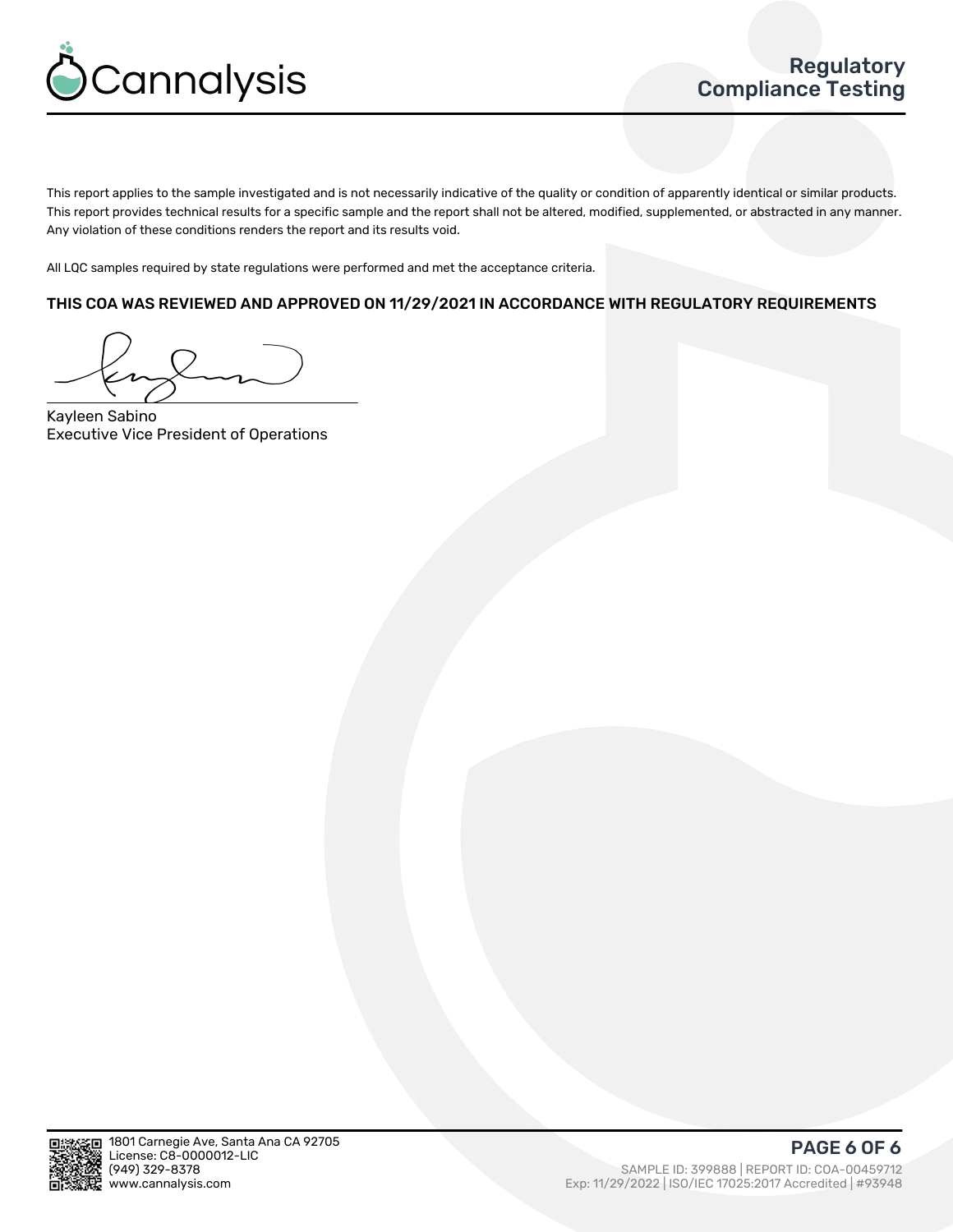This report applies to the sample investigated and is not necessarily indicative of the quality or condition of apparently identical or similar products. This report provides technical results for a specific sample and the report shall not be altered, modified, supplemented, or abstracted in any manner. Any violation of these conditions renders the report and its results void.

All LQC samples required by state regulations were performed and met the acceptance criteria.

**THIS COA WAS REVIEWED AND APPROVED ON 11/29/2021 IN ACCORDANCE WITH REGULATORY REQUIREMENTS**

Kayleen Sabino
Executive Vice President of Operations